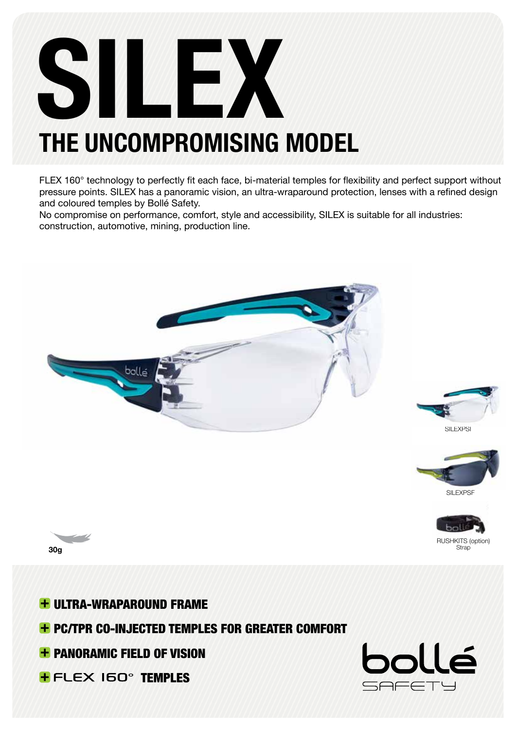# SILEX

## THE UNCOMPROMISING MODEL

FLEX 160° technology to perfectly fit each face, bi-material temples for flexibility and perfect support without pressure points. SILEX has a panoramic vision, an ultra-wraparound protection, lenses with a refined design and coloured temples by Bollé Safety.
No compromise on performance, comfort, style and accessibility, SILEX is suitable for all industries: construction, automotive, mining, production line.

SILEXPSI

SILEXPSF

RUSHKITS (option)
Strap

30g

- **ULTRA-WRAPAROUND FRAME**
- **PC/TPR CO-INJECTED TEMPLES FOR GREATER COMFORT**
- **PANORAMIC FIELD OF VISION**
- **FLEX 160° TEMPLES**

bollé SAFETY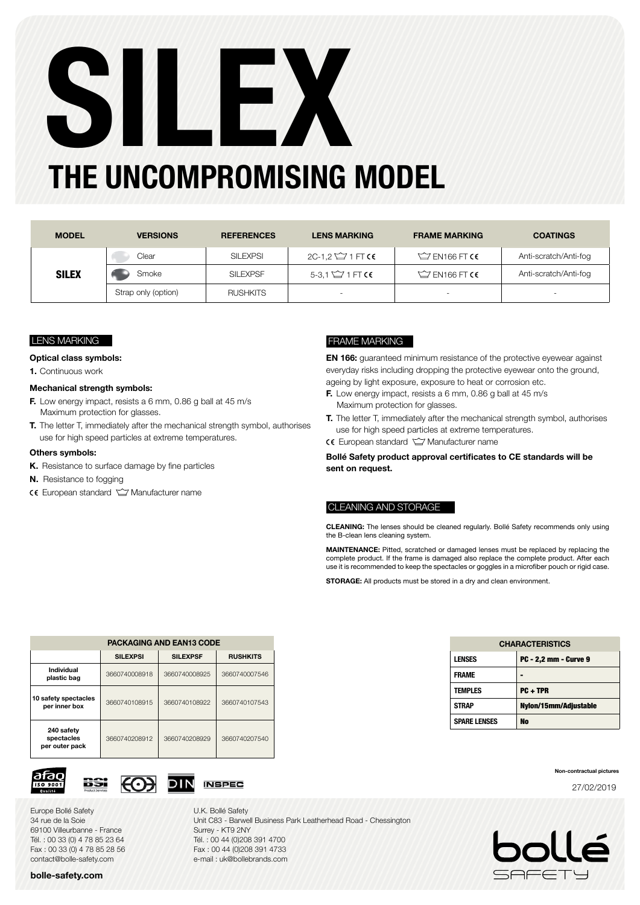# SILEX

## THE UNCOMPROMISING MODEL

| MODEL | VERSIONS | REFERENCES | LENS MARKING | FRAME MARKING | COATINGS |
|---|---|---|---|---|---|
| SILEX | Clear | SILEXPSI | 2C-1,2 1 FT CE | EN166 FT CE | Anti-scratch/Anti-fog |
| | Smoke | SILEXPSF | 5-3,1 1 FT CE | EN166 FT CE | Anti-scratch/Anti-fog |
| | Strap only (option) | RUSHKITS | - | - | - |

### LENS MARKING

**Optical class symbols:**

**1.** Continuous work

**Mechanical strength symbols:**

**F.** Low energy impact, resists a 6 mm, 0.86 g ball at 45 m/s Maximum protection for glasses.

**T.** The letter T, immediately after the mechanical strength symbol, authorises use for high speed particles at extreme temperatures.

**Others symbols:**

**K.** Resistance to surface damage by fine particles

**N.** Resistance to fogging

CE European standard Manufacturer name

### FRAME MARKING

**EN 166:** guaranteed minimum resistance of the protective eyewear against everyday risks including dropping the protective eyewear onto the ground, ageing by light exposure, exposure to heat or corrosion etc.

**F.** Low energy impact, resists a 6 mm, 0.86 g ball at 45 m/s Maximum protection for glasses.

**T.** The letter T, immediately after the mechanical strength symbol, authorises use for high speed particles at extreme temperatures.

CE European standard Manufacturer name

**Bollé Safety product approval certificates to CE standards will be sent on request.**

### CLEANING AND STORAGE

**CLEANING:** The lenses should be cleaned regularly. Bollé Safety recommends only using the B-clean lens cleaning system.

**MAINTENANCE:** Pitted, scratched or damaged lenses must be replaced by replacing the complete product. If the frame is damaged also replace the complete product. After each use it is recommended to keep the spectacles or goggles in a microfiber pouch or rigid case.

**STORAGE:** All products must be stored in a dry and clean environment.

**PACKAGING AND EAN13 CODE**

| | SILEXPSI | SILEXPSF | RUSHKITS |
|---|---|---|---|
| Individual plastic bag | 3660740008918 | 3660740008925 | 3660740007546 |
| 10 safety spectacles per inner box | 3660740108915 | 3660740108922 | 3660740107543 |
| 240 safety spectacles per outer pack | 3660740208912 | 3660740208929 | 3660740207540 |

**CHARACTERISTICS**

| | |
|---|---|
| LENSES | PC - 2,2 mm - Curve 9 |
| FRAME | - |
| TEMPLES | PC + TPR |
| STRAP | Nylon/15mm/Adjustable |
| SPARE LENSES | No |

Non-contractual pictures

27/02/2019

Europe Bollé Safety
34 rue de la Soie
69100 Villeurbanne - France
Tél. : 00 33 (0) 4 78 85 23 64
Fax : 00 33 (0) 4 78 85 28 56
contact@bolle-safety.com

U.K. Bollé Safety
Unit C83 - Barwell Business Park Leatherhead Road - Chessington
Surrey - KT9 2NY
Tél. : 00 44 (0)208 391 4700
Fax : 00 44 (0)208 391 4733
e-mail : uk@bollebrands.com

**bolle-safety.com**